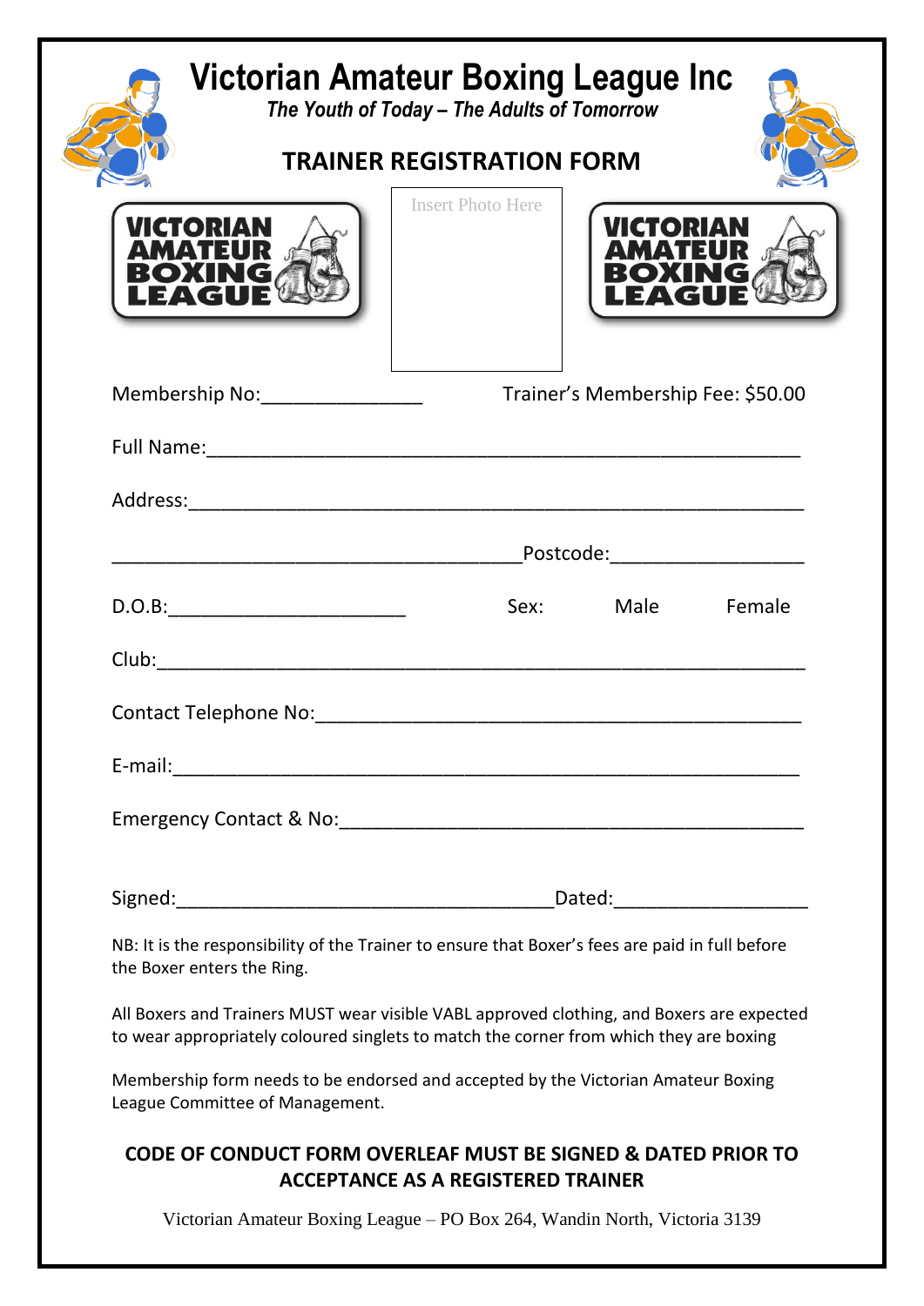# Victorian Amateur Boxing League Inc

*The Youth of Today – The Adults of Tomorrow*

## TRAINER REGISTRATION FORM

Insert Photo Here

Membership No:_______________ Trainer's Membership Fee: $50.00

Full Name:_______________________________________________________

Address:_________________________________________________________

______________________________________Postcode:__________________

D.O.B:______________________ Sex: Male Female

Club:____________________________________________________________

Contact Telephone No:_____________________________________________

E-mail:__________________________________________________________

Emergency Contact & No:___________________________________________

Signed:___________________________________Dated:__________________

NB: It is the responsibility of the Trainer to ensure that Boxer's fees are paid in full before the Boxer enters the Ring.

All Boxers and Trainers MUST wear visible VABL approved clothing, and Boxers are expected to wear appropriately coloured singlets to match the corner from which they are boxing

Membership form needs to be endorsed and accepted by the Victorian Amateur Boxing League Committee of Management.

**CODE OF CONDUCT FORM OVERLEAF MUST BE SIGNED & DATED PRIOR TO ACCEPTANCE AS A REGISTERED TRAINER**

Victorian Amateur Boxing League – PO Box 264, Wandin North, Victoria 3139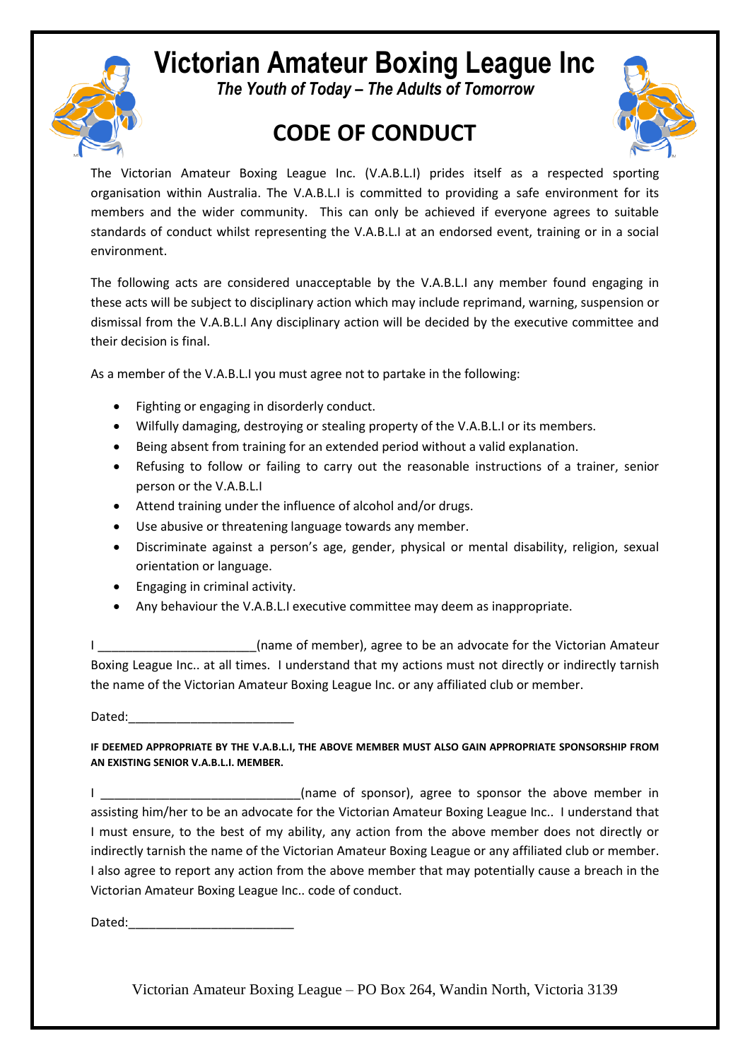# Victorian Amateur Boxing League Inc

*The Youth of Today – The Adults of Tomorrow*

## CODE OF CONDUCT

The Victorian Amateur Boxing League Inc. (V.A.B.L.I) prides itself as a respected sporting organisation within Australia. The V.A.B.L.I is committed to providing a safe environment for its members and the wider community. This can only be achieved if everyone agrees to suitable standards of conduct whilst representing the V.A.B.L.I at an endorsed event, training or in a social environment.

The following acts are considered unacceptable by the V.A.B.L.I any member found engaging in these acts will be subject to disciplinary action which may include reprimand, warning, suspension or dismissal from the V.A.B.L.I Any disciplinary action will be decided by the executive committee and their decision is final.

As a member of the V.A.B.L.I you must agree not to partake in the following:

- Fighting or engaging in disorderly conduct.
- Wilfully damaging, destroying or stealing property of the V.A.B.L.I or its members.
- Being absent from training for an extended period without a valid explanation.
- Refusing to follow or failing to carry out the reasonable instructions of a trainer, senior person or the V.A.B.L.I
- Attend training under the influence of alcohol and/or drugs.
- Use abusive or threatening language towards any member.
- Discriminate against a person's age, gender, physical or mental disability, religion, sexual orientation or language.
- Engaging in criminal activity.
- Any behaviour the V.A.B.L.I executive committee may deem as inappropriate.

I ______________________(name of member), agree to be an advocate for the Victorian Amateur Boxing League Inc.. at all times. I understand that my actions must not directly or indirectly tarnish the name of the Victorian Amateur Boxing League Inc. or any affiliated club or member.

Dated:________________________

**IF DEEMED APPROPRIATE BY THE V.A.B.L.I, THE ABOVE MEMBER MUST ALSO GAIN APPROPRIATE SPONSORSHIP FROM AN EXISTING SENIOR V.A.B.L.I. MEMBER.**

I ____________________________(name of sponsor), agree to sponsor the above member in assisting him/her to be an advocate for the Victorian Amateur Boxing League Inc.. I understand that I must ensure, to the best of my ability, any action from the above member does not directly or indirectly tarnish the name of the Victorian Amateur Boxing League or any affiliated club or member. I also agree to report any action from the above member that may potentially cause a breach in the Victorian Amateur Boxing League Inc.. code of conduct.

Dated:________________________

Victorian Amateur Boxing League – PO Box 264, Wandin North, Victoria 3139